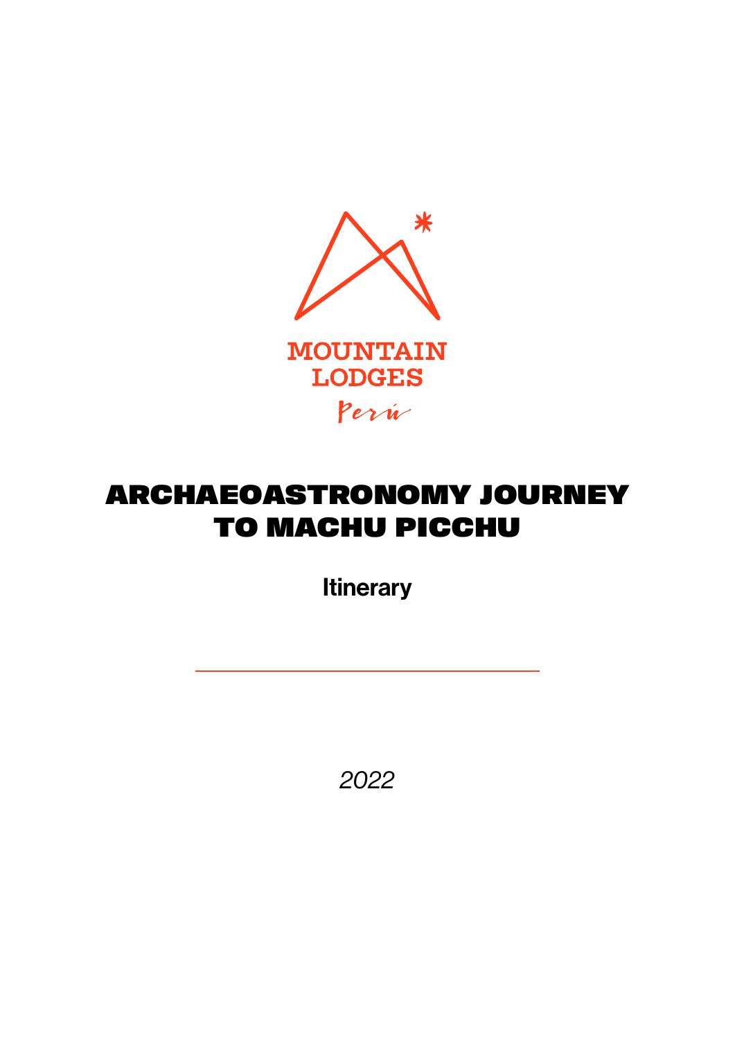MOUNTAIN LODGES

Perú

# ARCHAEOASTRONOMY JOURNEY TO MACHU PICCHU

**Itinerary**

*2022*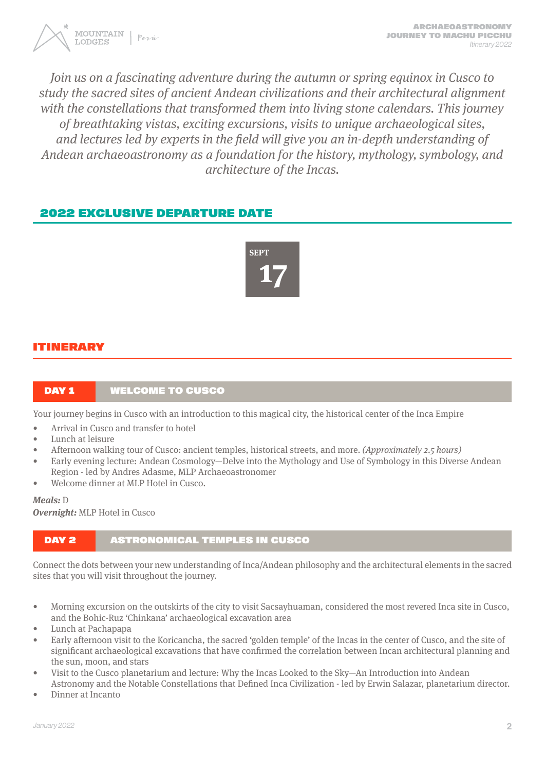*Join us on a fascinating adventure during the autumn or spring equinox in Cusco to study the sacred sites of ancient Andean civilizations and their architectural alignment with the constellations that transformed them into living stone calendars. This journey of breathtaking vistas, exciting excursions, visits to unique archaeological sites, and lectures led by experts in the field will give you an in-depth understanding of Andean archaeoastronomy as a foundation for the history, mythology, symbology, and architecture of the Incas.*

## 2022 EXCLUSIVE DEPARTURE DATE

**SEPT 17**

## ITINERARY

### DAY 1 WELCOME TO CUSCO

Your journey begins in Cusco with an introduction to this magical city, the historical center of the Inca Empire

- Arrival in Cusco and transfer to hotel
- Lunch at leisure
- Afternoon walking tour of Cusco: ancient temples, historical streets, and more. *(Approximately 2.5 hours)*
- Early evening lecture: Andean Cosmology—Delve into the Mythology and Use of Symbology in this Diverse Andean Region - led by Andres Adasme, MLP Archaeoastronomer
- Welcome dinner at MLP Hotel in Cusco.

***Meals:*** D
***Overnight:*** MLP Hotel in Cusco

### DAY 2 ASTRONOMICAL TEMPLES IN CUSCO

Connect the dots between your new understanding of Inca/Andean philosophy and the architectural elements in the sacred sites that you will visit throughout the journey.

- Morning excursion on the outskirts of the city to visit Sacsayhuaman, considered the most revered Inca site in Cusco, and the Bohic-Ruz 'Chinkana' archaeological excavation area
- Lunch at Pachapapa
- Early afternoon visit to the Koricancha, the sacred 'golden temple' of the Incas in the center of Cusco, and the site of significant archaeological excavations that have confirmed the correlation between Incan architectural planning and the sun, moon, and stars
- Visit to the Cusco planetarium and lecture: Why the Incas Looked to the Sky—An Introduction into Andean Astronomy and the Notable Constellations that Defined Inca Civilization - led by Erwin Salazar, planetarium director.
- Dinner at Incanto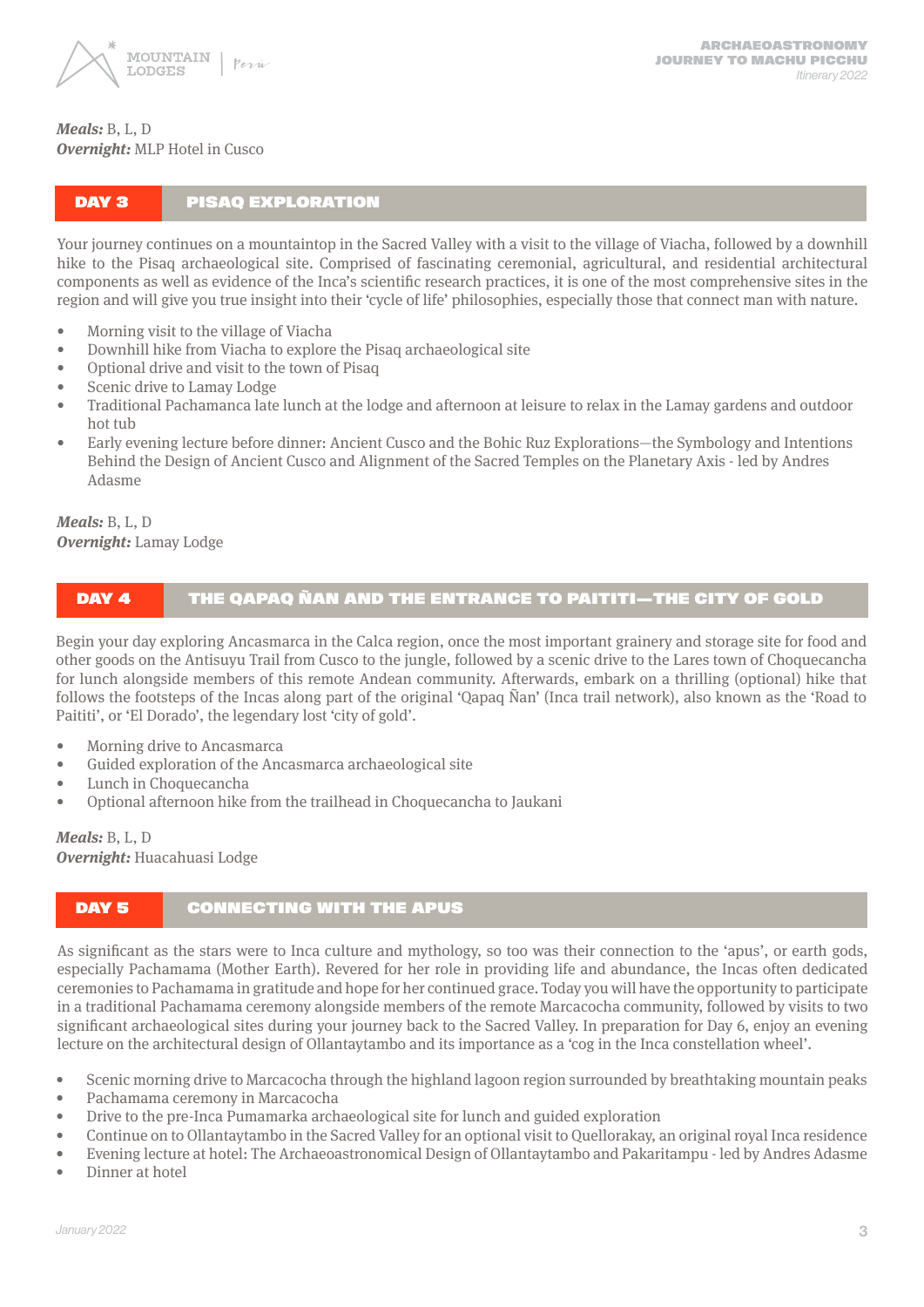***Meals:*** B, L, D
***Overnight:*** MLP Hotel in Cusco

## DAY 3 PISAQ EXPLORATION

Your journey continues on a mountaintop in the Sacred Valley with a visit to the village of Viacha, followed by a downhill hike to the Pisaq archaeological site. Comprised of fascinating ceremonial, agricultural, and residential architectural components as well as evidence of the Inca's scientific research practices, it is one of the most comprehensive sites in the region and will give you true insight into their 'cycle of life' philosophies, especially those that connect man with nature.

- Morning visit to the village of Viacha
- Downhill hike from Viacha to explore the Pisaq archaeological site
- Optional drive and visit to the town of Pisaq
- Scenic drive to Lamay Lodge
- Traditional Pachamanca late lunch at the lodge and afternoon at leisure to relax in the Lamay gardens and outdoor hot tub
- Early evening lecture before dinner: Ancient Cusco and the Bohic Ruz Explorations—the Symbology and Intentions Behind the Design of Ancient Cusco and Alignment of the Sacred Temples on the Planetary Axis - led by Andres Adasme

***Meals:*** B, L, D
***Overnight:*** Lamay Lodge

## DAY 4 THE QAPAQ ÑAN AND THE ENTRANCE TO PAITITI—THE CITY OF GOLD

Begin your day exploring Ancasmarca in the Calca region, once the most important grainery and storage site for food and other goods on the Antisuyu Trail from Cusco to the jungle, followed by a scenic drive to the Lares town of Choquecancha for lunch alongside members of this remote Andean community. Afterwards, embark on a thrilling (optional) hike that follows the footsteps of the Incas along part of the original 'Qapaq Ñan' (Inca trail network), also known as the 'Road to Paititi', or 'El Dorado', the legendary lost 'city of gold'.

- Morning drive to Ancasmarca
- Guided exploration of the Ancasmarca archaeological site
- Lunch in Choquecancha
- Optional afternoon hike from the trailhead in Choquecancha to Jaukani

***Meals:*** B, L, D
***Overnight:*** Huacahuasi Lodge

## DAY 5 CONNECTING WITH THE APUS

As significant as the stars were to Inca culture and mythology, so too was their connection to the 'apus', or earth gods, especially Pachamama (Mother Earth). Revered for her role in providing life and abundance, the Incas often dedicated ceremonies to Pachamama in gratitude and hope for her continued grace. Today you will have the opportunity to participate in a traditional Pachamama ceremony alongside members of the remote Marcacocha community, followed by visits to two significant archaeological sites during your journey back to the Sacred Valley. In preparation for Day 6, enjoy an evening lecture on the architectural design of Ollantaytambo and its importance as a 'cog in the Inca constellation wheel'.

- Scenic morning drive to Marcacocha through the highland lagoon region surrounded by breathtaking mountain peaks
- Pachamama ceremony in Marcacocha
- Drive to the pre-Inca Pumamarka archaeological site for lunch and guided exploration
- Continue on to Ollantaytambo in the Sacred Valley for an optional visit to Quellorakay, an original royal Inca residence
- Evening lecture at hotel: The Archaeoastronomical Design of Ollantaytambo and Pakaritampu - led by Andres Adasme
- Dinner at hotel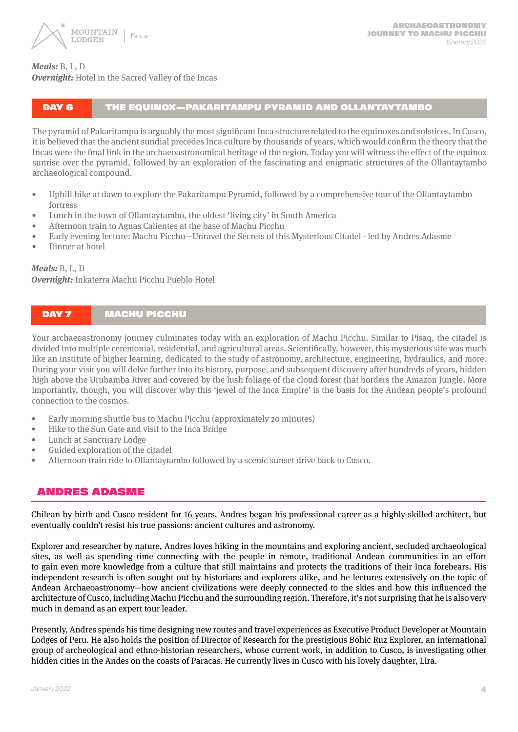***Meals:*** B, L, D
***Overnight:*** Hotel in the Sacred Valley of the Incas

## DAY 6 THE EQUINOX—PAKARITAMPU PYRAMID AND OLLANTAYTAMBO

The pyramid of Pakaritampu is arguably the most significant Inca structure related to the equinoxes and solstices. In Cusco, it is believed that the ancient sundial precedes Inca culture by thousands of years, which would confirm the theory that the Incas were the final link in the archaeoastronomical heritage of the region. Today you will witness the effect of the equinox sunrise over the pyramid, followed by an exploration of the fascinating and enigmatic structures of the Ollantaytambo archaeological compound.

- Uphill hike at dawn to explore the Pakaritampu Pyramid, followed by a comprehensive tour of the Ollantaytambo fortress
- Lunch in the town of Ollantaytambo, the oldest 'living city' in South America
- Afternoon train to Aguas Calientes at the base of Machu Picchu
- Early evening lecture: Machu Picchu—Unravel the Secrets of this Mysterious Citadel - led by Andres Adasme
- Dinner at hotel

***Meals:*** B, L, D
***Overnight:*** Inkaterra Machu Picchu Pueblo Hotel

## DAY 7 MACHU PICCHU

Your archaeoastronomy journey culminates today with an exploration of Machu Picchu. Similar to Pisaq, the citadel is divided into multiple ceremonial, residential, and agricultural areas. Scientifically, however, this mysterious site was much like an institute of higher learning, dedicated to the study of astronomy, architecture, engineering, hydraulics, and more. During your visit you will delve further into its history, purpose, and subsequent discovery after hundreds of years, hidden high above the Urubamba River and covered by the lush foliage of the cloud forest that borders the Amazon Jungle. More importantly, though, you will discover why this 'jewel of the Inca Empire' is the basis for the Andean people's profound connection to the cosmos.

- Early morning shuttle bus to Machu Picchu (approximately 20 minutes)
- Hike to the Sun Gate and visit to the Inca Bridge
- Lunch at Sanctuary Lodge
- Guided exploration of the citadel
- Afternoon train ride to Ollantaytambo followed by a scenic sunset drive back to Cusco.

## ANDRES ADASME

Chilean by birth and Cusco resident for 16 years, Andres began his professional career as a highly-skilled architect, but eventually couldn't resist his true passions: ancient cultures and astronomy.

Explorer and researcher by nature, Andres loves hiking in the mountains and exploring ancient, secluded archaeological sites, as well as spending time connecting with the people in remote, traditional Andean communities in an effort to gain even more knowledge from a culture that still maintains and protects the traditions of their Inca forebears. His independent research is often sought out by historians and explorers alike, and he lectures extensively on the topic of Andean Archaeoastronomy—how ancient civilizations were deeply connected to the skies and how this influenced the architecture of Cusco, including Machu Picchu and the surrounding region. Therefore, it's not surprising that he is also very much in demand as an expert tour leader.

Presently, Andres spends his time designing new routes and travel experiences as Executive Product Developer at Mountain Lodges of Peru. He also holds the position of Director of Research for the prestigious Bohic Ruz Explorer, an international group of archeological and ethno-historian researchers, whose current work, in addition to Cusco, is investigating other hidden cities in the Andes on the coasts of Paracas. He currently lives in Cusco with his lovely daughter, Lira.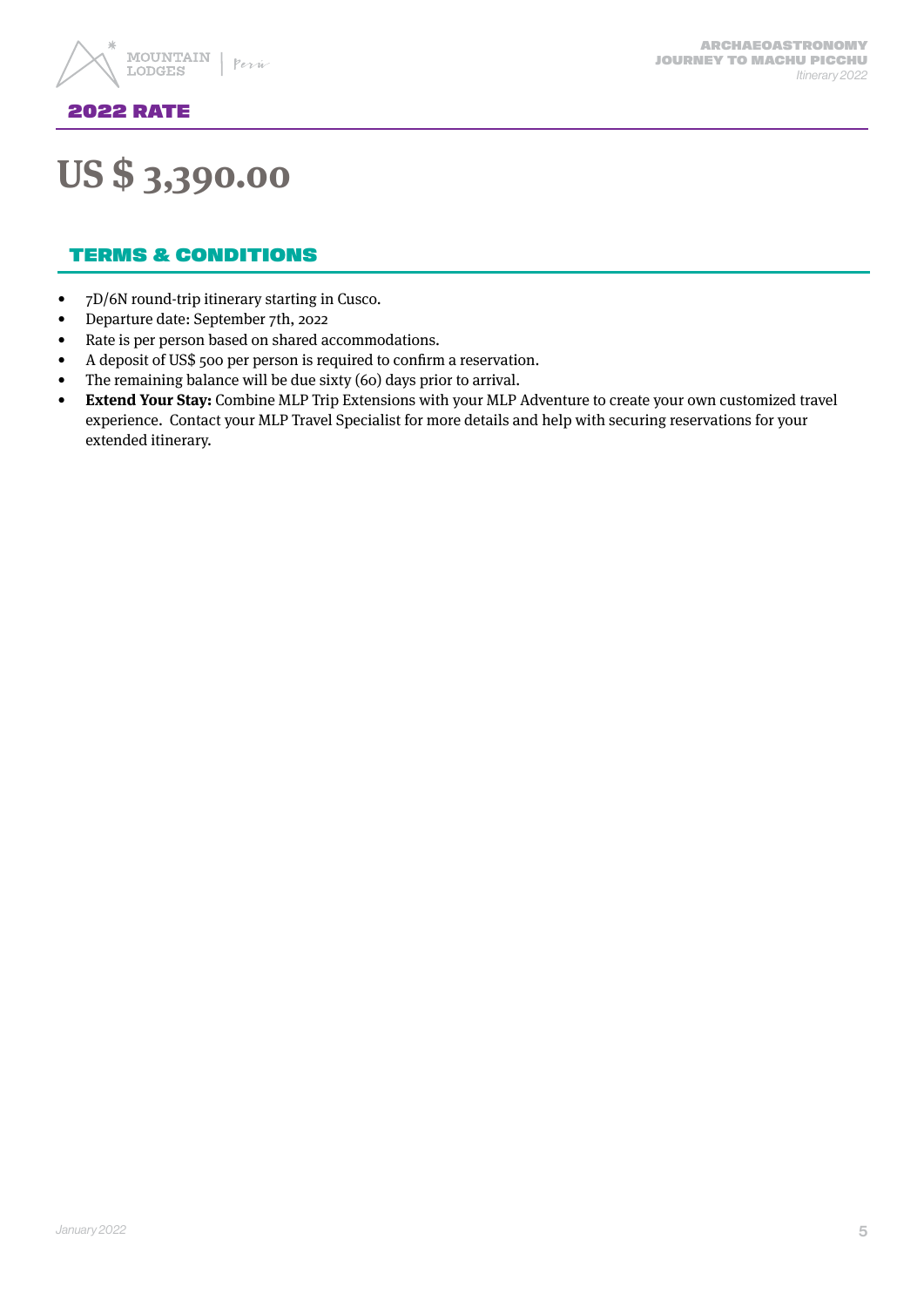## 2022 RATE

# US $ 3,390.00

## TERMS & CONDITIONS

- 7D/6N round-trip itinerary starting in Cusco.
- Departure date: September 7th, 2022
- Rate is per person based on shared accommodations.
- A deposit of US$ 500 per person is required to confirm a reservation.
- The remaining balance will be due sixty (60) days prior to arrival.
- **Extend Your Stay:** Combine MLP Trip Extensions with your MLP Adventure to create your own customized travel experience. Contact your MLP Travel Specialist for more details and help with securing reservations for your extended itinerary.